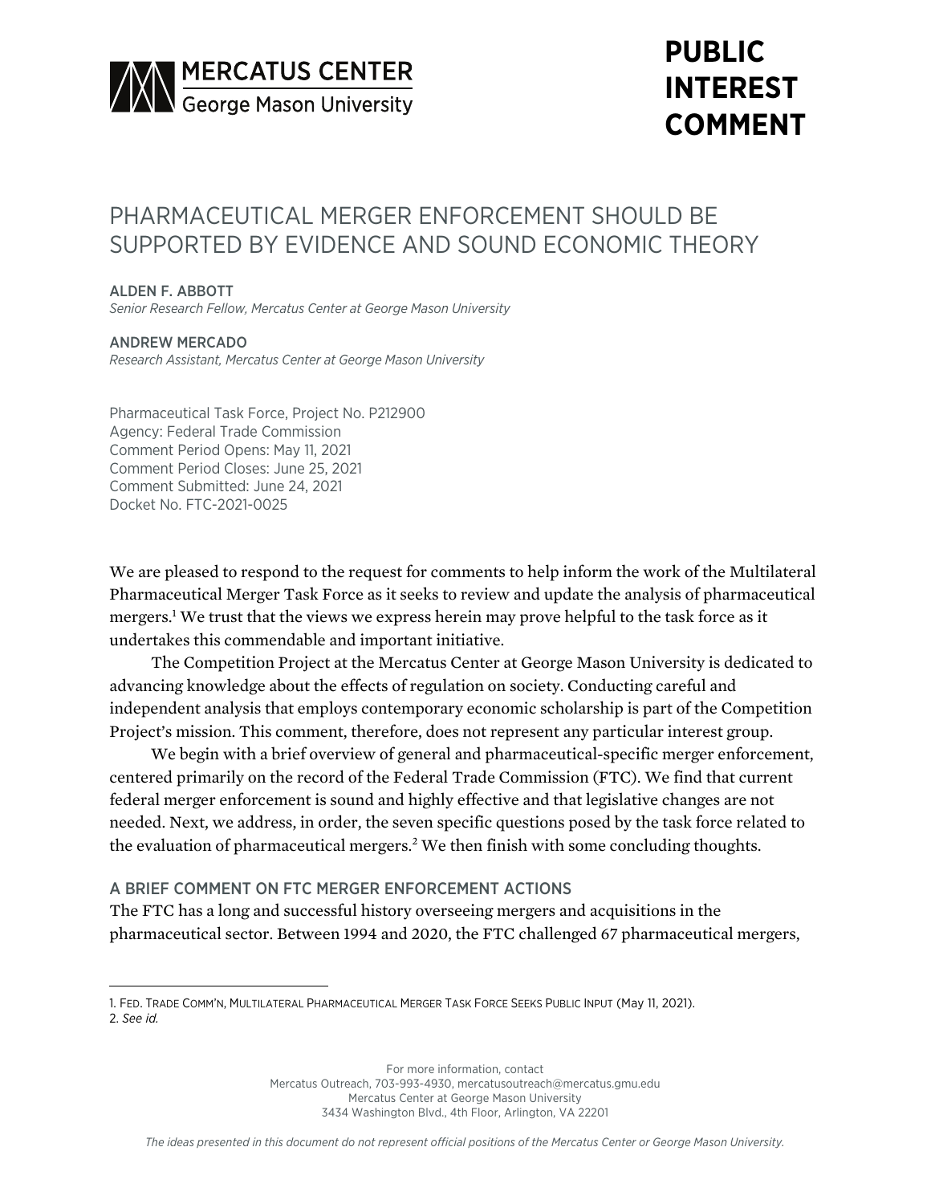MERCATUS CENTER
George Mason University

**PUBLIC INTEREST COMMENT**

# PHARMACEUTICAL MERGER ENFORCEMENT SHOULD BE SUPPORTED BY EVIDENCE AND SOUND ECONOMIC THEORY

ALDEN F. ABBOTT
*Senior Research Fellow, Mercatus Center at George Mason University*

ANDREW MERCADO
*Research Assistant, Mercatus Center at George Mason University*

Pharmaceutical Task Force, Project No. P212900
Agency: Federal Trade Commission
Comment Period Opens: May 11, 2021
Comment Period Closes: June 25, 2021
Comment Submitted: June 24, 2021
Docket No. FTC-2021-0025

We are pleased to respond to the request for comments to help inform the work of the Multilateral Pharmaceutical Merger Task Force as it seeks to review and update the analysis of pharmaceutical mergers.[1] We trust that the views we express herein may prove helpful to the task force as it undertakes this commendable and important initiative.

The Competition Project at the Mercatus Center at George Mason University is dedicated to advancing knowledge about the effects of regulation on society. Conducting careful and independent analysis that employs contemporary economic scholarship is part of the Competition Project's mission. This comment, therefore, does not represent any particular interest group.

We begin with a brief overview of general and pharmaceutical-specific merger enforcement, centered primarily on the record of the Federal Trade Commission (FTC). We find that current federal merger enforcement is sound and highly effective and that legislative changes are not needed. Next, we address, in order, the seven specific questions posed by the task force related to the evaluation of pharmaceutical mergers.[2] We then finish with some concluding thoughts.

## A BRIEF COMMENT ON FTC MERGER ENFORCEMENT ACTIONS

The FTC has a long and successful history overseeing mergers and acquisitions in the pharmaceutical sector. Between 1994 and 2020, the FTC challenged 67 pharmaceutical mergers,

1. FED. TRADE COMM'N, MULTILATERAL PHARMACEUTICAL MERGER TASK FORCE SEEKS PUBLIC INPUT (May 11, 2021).
2. *See id.*

For more information, contact
Mercatus Outreach, 703-993-4930, mercatusoutreach@mercatus.gmu.edu
Mercatus Center at George Mason University
3434 Washington Blvd., 4th Floor, Arlington, VA 22201

*The ideas presented in this document do not represent official positions of the Mercatus Center or George Mason University.*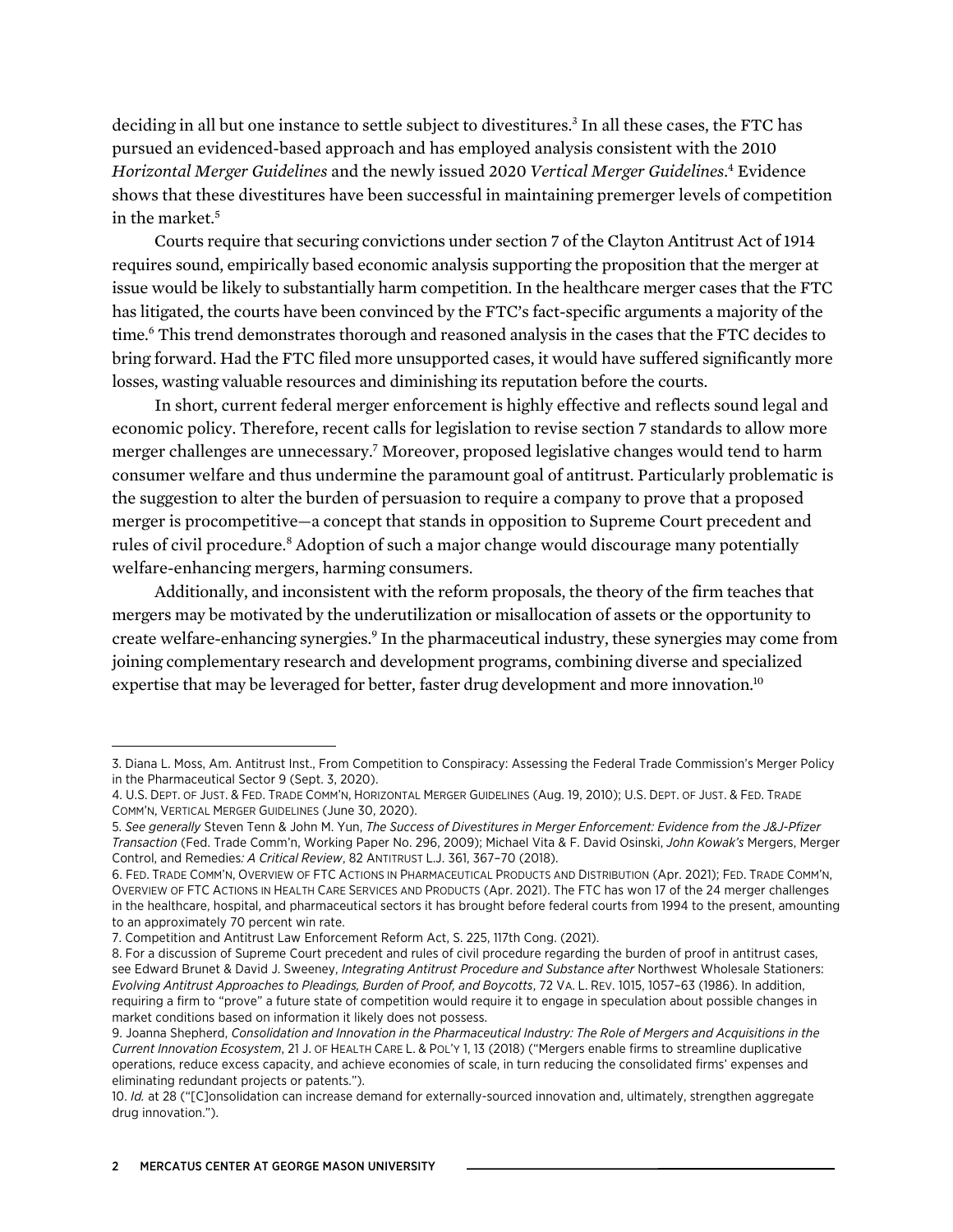deciding in all but one instance to settle subject to divestitures.[3] In all these cases, the FTC has pursued an evidenced-based approach and has employed analysis consistent with the 2010 *Horizontal Merger Guidelines* and the newly issued 2020 *Vertical Merger Guidelines*.[4] Evidence shows that these divestitures have been successful in maintaining premerger levels of competition in the market.[5]

Courts require that securing convictions under section 7 of the Clayton Antitrust Act of 1914 requires sound, empirically based economic analysis supporting the proposition that the merger at issue would be likely to substantially harm competition. In the healthcare merger cases that the FTC has litigated, the courts have been convinced by the FTC's fact-specific arguments a majority of the time.[6] This trend demonstrates thorough and reasoned analysis in the cases that the FTC decides to bring forward. Had the FTC filed more unsupported cases, it would have suffered significantly more losses, wasting valuable resources and diminishing its reputation before the courts.

In short, current federal merger enforcement is highly effective and reflects sound legal and economic policy. Therefore, recent calls for legislation to revise section 7 standards to allow more merger challenges are unnecessary.[7] Moreover, proposed legislative changes would tend to harm consumer welfare and thus undermine the paramount goal of antitrust. Particularly problematic is the suggestion to alter the burden of persuasion to require a company to prove that a proposed merger is procompetitive—a concept that stands in opposition to Supreme Court precedent and rules of civil procedure.[8] Adoption of such a major change would discourage many potentially welfare-enhancing mergers, harming consumers.

Additionally, and inconsistent with the reform proposals, the theory of the firm teaches that mergers may be motivated by the underutilization or misallocation of assets or the opportunity to create welfare-enhancing synergies.[9] In the pharmaceutical industry, these synergies may come from joining complementary research and development programs, combining diverse and specialized expertise that may be leveraged for better, faster drug development and more innovation.[10]

---

3. Diana L. Moss, Am. Antitrust Inst., From Competition to Conspiracy: Assessing the Federal Trade Commission's Merger Policy in the Pharmaceutical Sector 9 (Sept. 3, 2020).

4. U.S. Dept. of Just. & Fed. Trade Comm'n, Horizontal Merger Guidelines (Aug. 19, 2010); U.S. Dept. of Just. & Fed. Trade Comm'n, Vertical Merger Guidelines (June 30, 2020).

5. *See generally* Steven Tenn & John M. Yun, *The Success of Divestitures in Merger Enforcement: Evidence from the J&J-Pfizer Transaction* (Fed. Trade Comm'n, Working Paper No. 296, 2009); Michael Vita & F. David Osinski, *John Kowak's* Mergers, Merger Control, and Remedies*: A Critical Review*, 82 Antitrust L.J. 361, 367–70 (2018).

6. Fed. Trade Comm'n, Overview of FTC Actions in Pharmaceutical Products and Distribution (Apr. 2021); Fed. Trade Comm'n, Overview of FTC Actions in Health Care Services and Products (Apr. 2021). The FTC has won 17 of the 24 merger challenges in the healthcare, hospital, and pharmaceutical sectors it has brought before federal courts from 1994 to the present, amounting to an approximately 70 percent win rate.

7. Competition and Antitrust Law Enforcement Reform Act, S. 225, 117th Cong. (2021).

8. For a discussion of Supreme Court precedent and rules of civil procedure regarding the burden of proof in antitrust cases, see Edward Brunet & David J. Sweeney, *Integrating Antitrust Procedure and Substance after* Northwest Wholesale Stationers: *Evolving Antitrust Approaches to Pleadings, Burden of Proof, and Boycotts*, 72 Va. L. Rev. 1015, 1057–63 (1986). In addition, requiring a firm to "prove" a future state of competition would require it to engage in speculation about possible changes in market conditions based on information it likely does not possess.

9. Joanna Shepherd, *Consolidation and Innovation in the Pharmaceutical Industry: The Role of Mergers and Acquisitions in the Current Innovation Ecosystem*, 21 J. of Health Care L. & Pol'y 1, 13 (2018) ("Mergers enable firms to streamline duplicative operations, reduce excess capacity, and achieve economies of scale, in turn reducing the consolidated firms' expenses and eliminating redundant projects or patents.").

10. *Id.* at 28 ("[C]onsolidation can increase demand for externally-sourced innovation and, ultimately, strengthen aggregate drug innovation.").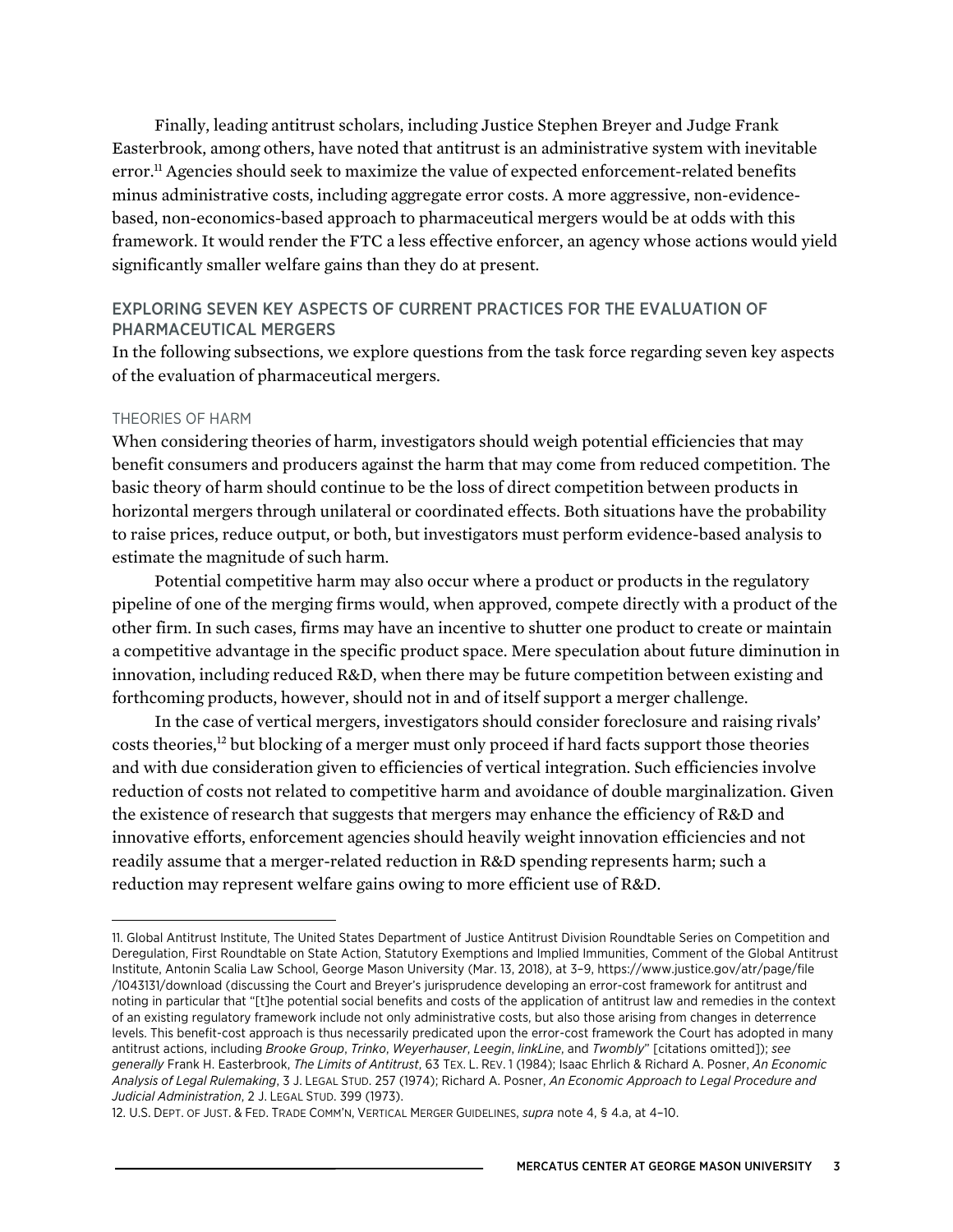Finally, leading antitrust scholars, including Justice Stephen Breyer and Judge Frank Easterbrook, among others, have noted that antitrust is an administrative system with inevitable error.[11] Agencies should seek to maximize the value of expected enforcement-related benefits minus administrative costs, including aggregate error costs. A more aggressive, non-evidence-based, non-economics-based approach to pharmaceutical mergers would be at odds with this framework. It would render the FTC a less effective enforcer, an agency whose actions would yield significantly smaller welfare gains than they do at present.

## EXPLORING SEVEN KEY ASPECTS OF CURRENT PRACTICES FOR THE EVALUATION OF PHARMACEUTICAL MERGERS

In the following subsections, we explore questions from the task force regarding seven key aspects of the evaluation of pharmaceutical mergers.

### THEORIES OF HARM

When considering theories of harm, investigators should weigh potential efficiencies that may benefit consumers and producers against the harm that may come from reduced competition. The basic theory of harm should continue to be the loss of direct competition between products in horizontal mergers through unilateral or coordinated effects. Both situations have the probability to raise prices, reduce output, or both, but investigators must perform evidence-based analysis to estimate the magnitude of such harm.

Potential competitive harm may also occur where a product or products in the regulatory pipeline of one of the merging firms would, when approved, compete directly with a product of the other firm. In such cases, firms may have an incentive to shutter one product to create or maintain a competitive advantage in the specific product space. Mere speculation about future diminution in innovation, including reduced R&D, when there may be future competition between existing and forthcoming products, however, should not in and of itself support a merger challenge.

In the case of vertical mergers, investigators should consider foreclosure and raising rivals' costs theories,[12] but blocking of a merger must only proceed if hard facts support those theories and with due consideration given to efficiencies of vertical integration. Such efficiencies involve reduction of costs not related to competitive harm and avoidance of double marginalization. Given the existence of research that suggests that mergers may enhance the efficiency of R&D and innovative efforts, enforcement agencies should heavily weight innovation efficiencies and not readily assume that a merger-related reduction in R&D spending represents harm; such a reduction may represent welfare gains owing to more efficient use of R&D.

---

11. Global Antitrust Institute, The United States Department of Justice Antitrust Division Roundtable Series on Competition and Deregulation, First Roundtable on State Action, Statutory Exemptions and Implied Immunities, Comment of the Global Antitrust Institute, Antonin Scalia Law School, George Mason University (Mar. 13, 2018), at 3–9, https://www.justice.gov/atr/page/file/1043131/download (discussing the Court and Breyer's jurisprudence developing an error-cost framework for antitrust and noting in particular that "[t]he potential social benefits and costs of the application of antitrust law and remedies in the context of an existing regulatory framework include not only administrative costs, but also those arising from changes in deterrence levels. This benefit-cost approach is thus necessarily predicated upon the error-cost framework the Court has adopted in many antitrust actions, including *Brooke Group*, *Trinko*, *Weyerhauser*, *Leegin*, *linkLine*, and *Twombly*" [citations omitted]); *see generally* Frank H. Easterbrook, *The Limits of Antitrust*, 63 TEX. L. REV. 1 (1984); Isaac Ehrlich & Richard A. Posner, *An Economic Analysis of Legal Rulemaking*, 3 J. LEGAL STUD. 257 (1974); Richard A. Posner, *An Economic Approach to Legal Procedure and Judicial Administration*, 2 J. LEGAL STUD. 399 (1973).

12. U.S. DEPT. OF JUST. & FED. TRADE COMM'N, VERTICAL MERGER GUIDELINES, *supra* note 4, § 4.a, at 4–10.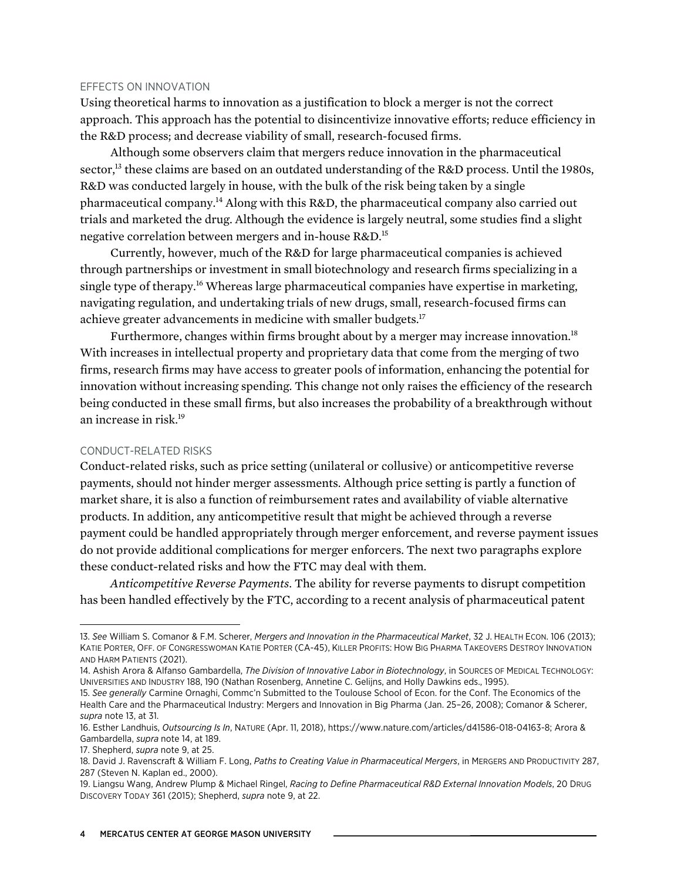### EFFECTS ON INNOVATION

Using theoretical harms to innovation as a justification to block a merger is not the correct approach. This approach has the potential to disincentivize innovative efforts; reduce efficiency in the R&D process; and decrease viability of small, research-focused firms.

Although some observers claim that mergers reduce innovation in the pharmaceutical sector,[13] these claims are based on an outdated understanding of the R&D process. Until the 1980s, R&D was conducted largely in house, with the bulk of the risk being taken by a single pharmaceutical company.[14] Along with this R&D, the pharmaceutical company also carried out trials and marketed the drug. Although the evidence is largely neutral, some studies find a slight negative correlation between mergers and in-house R&D.[15]

Currently, however, much of the R&D for large pharmaceutical companies is achieved through partnerships or investment in small biotechnology and research firms specializing in a single type of therapy.[16] Whereas large pharmaceutical companies have expertise in marketing, navigating regulation, and undertaking trials of new drugs, small, research-focused firms can achieve greater advancements in medicine with smaller budgets.[17]

Furthermore, changes within firms brought about by a merger may increase innovation.[18] With increases in intellectual property and proprietary data that come from the merging of two firms, research firms may have access to greater pools of information, enhancing the potential for innovation without increasing spending. This change not only raises the efficiency of the research being conducted in these small firms, but also increases the probability of a breakthrough without an increase in risk.[19]

### CONDUCT-RELATED RISKS

Conduct-related risks, such as price setting (unilateral or collusive) or anticompetitive reverse payments, should not hinder merger assessments. Although price setting is partly a function of market share, it is also a function of reimbursement rates and availability of viable alternative products. In addition, any anticompetitive result that might be achieved through a reverse payment could be handled appropriately through merger enforcement, and reverse payment issues do not provide additional complications for merger enforcers. The next two paragraphs explore these conduct-related risks and how the FTC may deal with them.

*Anticompetitive Reverse Payments*. The ability for reverse payments to disrupt competition has been handled effectively by the FTC, according to a recent analysis of pharmaceutical patent

---

13. *See* William S. Comanor & F.M. Scherer, *Mergers and Innovation in the Pharmaceutical Market*, 32 J. HEALTH ECON. 106 (2013); KATIE PORTER, OFF. OF CONGRESSWOMAN KATIE PORTER (CA-45), KILLER PROFITS: HOW BIG PHARMA TAKEOVERS DESTROY INNOVATION AND HARM PATIENTS (2021).

14. Ashish Arora & Alfanso Gambardella, *The Division of Innovative Labor in Biotechnology*, in SOURCES OF MEDICAL TECHNOLOGY: UNIVERSITIES AND INDUSTRY 188, 190 (Nathan Rosenberg, Annetine C. Gelijns, and Holly Dawkins eds., 1995).

15. *See generally* Carmine Ornaghi, Commc'n Submitted to the Toulouse School of Econ. for the Conf. The Economics of the Health Care and the Pharmaceutical Industry: Mergers and Innovation in Big Pharma (Jan. 25–26, 2008); Comanor & Scherer, *supra* note 13, at 31.

16. Esther Landhuis, *Outsourcing Is In*, NATURE (Apr. 11, 2018), https://www.nature.com/articles/d41586-018-04163-8; Arora & Gambardella, *supra* note 14, at 189.

17. Shepherd, *supra* note 9, at 25.

18. David J. Ravenscraft & William F. Long, *Paths to Creating Value in Pharmaceutical Mergers*, in MERGERS AND PRODUCTIVITY 287, 287 (Steven N. Kaplan ed., 2000).

19. Liangsu Wang, Andrew Plump & Michael Ringel, *Racing to Define Pharmaceutical R&D External Innovation Models*, 20 DRUG DISCOVERY TODAY 361 (2015); Shepherd, *supra* note 9, at 22.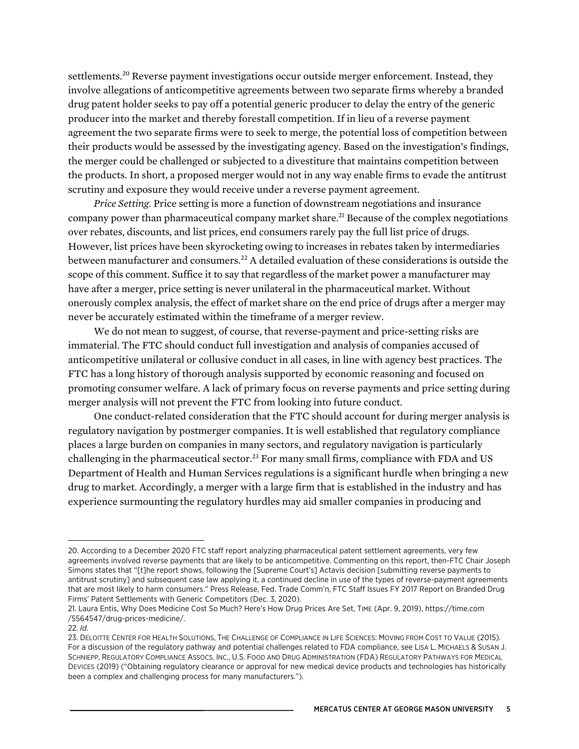settlements.[20] Reverse payment investigations occur outside merger enforcement. Instead, they involve allegations of anticompetitive agreements between two separate firms whereby a branded drug patent holder seeks to pay off a potential generic producer to delay the entry of the generic producer into the market and thereby forestall competition. If in lieu of a reverse payment agreement the two separate firms were to seek to merge, the potential loss of competition between their products would be assessed by the investigating agency. Based on the investigation's findings, the merger could be challenged or subjected to a divestiture that maintains competition between the products. In short, a proposed merger would not in any way enable firms to evade the antitrust scrutiny and exposure they would receive under a reverse payment agreement.

*Price Setting*. Price setting is more a function of downstream negotiations and insurance company power than pharmaceutical company market share.[21] Because of the complex negotiations over rebates, discounts, and list prices, end consumers rarely pay the full list price of drugs. However, list prices have been skyrocketing owing to increases in rebates taken by intermediaries between manufacturer and consumers.[22] A detailed evaluation of these considerations is outside the scope of this comment. Suffice it to say that regardless of the market power a manufacturer may have after a merger, price setting is never unilateral in the pharmaceutical market. Without onerously complex analysis, the effect of market share on the end price of drugs after a merger may never be accurately estimated within the timeframe of a merger review.

We do not mean to suggest, of course, that reverse-payment and price-setting risks are immaterial. The FTC should conduct full investigation and analysis of companies accused of anticompetitive unilateral or collusive conduct in all cases, in line with agency best practices. The FTC has a long history of thorough analysis supported by economic reasoning and focused on promoting consumer welfare. A lack of primary focus on reverse payments and price setting during merger analysis will not prevent the FTC from looking into future conduct.

One conduct-related consideration that the FTC should account for during merger analysis is regulatory navigation by postmerger companies. It is well established that regulatory compliance places a large burden on companies in many sectors, and regulatory navigation is particularly challenging in the pharmaceutical sector.[23] For many small firms, compliance with FDA and US Department of Health and Human Services regulations is a significant hurdle when bringing a new drug to market. Accordingly, a merger with a large firm that is established in the industry and has experience surmounting the regulatory hurdles may aid smaller companies in producing and

---

20. According to a December 2020 FTC staff report analyzing pharmaceutical patent settlement agreements, very few agreements involved reverse payments that are likely to be anticompetitive. Commenting on this report, then-FTC Chair Joseph Simons states that "[t]he report shows, following the [Supreme Court's] Actavis decision [submitting reverse payments to antitrust scrutiny] and subsequent case law applying it, a continued decline in use of the types of reverse-payment agreements that are most likely to harm consumers." Press Release, Fed. Trade Comm'n, FTC Staff Issues FY 2017 Report on Branded Drug Firms' Patent Settlements with Generic Competitors (Dec. 3, 2020).

21. Laura Entis, Why Does Medicine Cost So Much? Here's How Drug Prices Are Set, TIME (Apr. 9, 2019), https://time.com/5564547/drug-prices-medicine/.

22. *Id.*

23. DELOITTE CENTER FOR HEALTH SOLUTIONS, THE CHALLENGE OF COMPLIANCE IN LIFE SCIENCES: MOVING FROM COST TO VALUE (2015). For a discussion of the regulatory pathway and potential challenges related to FDA compliance, see LISA L. MICHAELS & SUSAN J. SCHNIEPP, REGULATORY COMPLIANCE ASSOCS. INC., U.S. FOOD AND DRUG ADMINISTRATION (FDA) REGULATORY PATHWAYS FOR MEDICAL DEVICES (2019) ("Obtaining regulatory clearance or approval for new medical device products and technologies has historically been a complex and challenging process for many manufacturers.").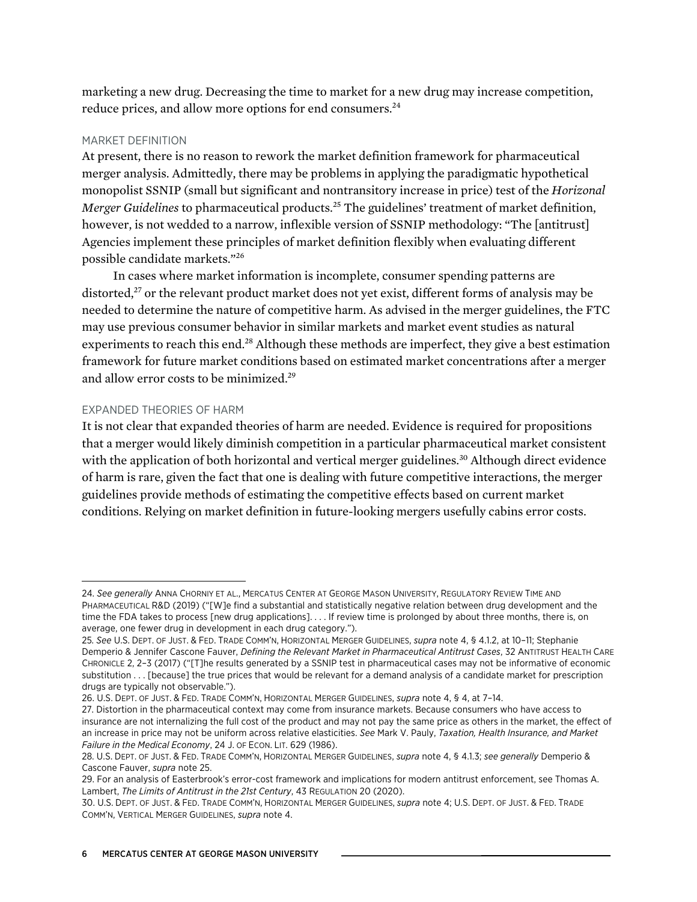marketing a new drug. Decreasing the time to market for a new drug may increase competition, reduce prices, and allow more options for end consumers.[24]

### MARKET DEFINITION

At present, there is no reason to rework the market definition framework for pharmaceutical merger analysis. Admittedly, there may be problems in applying the paradigmatic hypothetical monopolist SSNIP (small but significant and nontransitory increase in price) test of the *Horizonal Merger Guidelines* to pharmaceutical products.[25] The guidelines' treatment of market definition, however, is not wedded to a narrow, inflexible version of SSNIP methodology: "The [antitrust] Agencies implement these principles of market definition flexibly when evaluating different possible candidate markets."[26]

In cases where market information is incomplete, consumer spending patterns are distorted,[27] or the relevant product market does not yet exist, different forms of analysis may be needed to determine the nature of competitive harm. As advised in the merger guidelines, the FTC may use previous consumer behavior in similar markets and market event studies as natural experiments to reach this end.[28] Although these methods are imperfect, they give a best estimation framework for future market conditions based on estimated market concentrations after a merger and allow error costs to be minimized.[29]

### EXPANDED THEORIES OF HARM

It is not clear that expanded theories of harm are needed. Evidence is required for propositions that a merger would likely diminish competition in a particular pharmaceutical market consistent with the application of both horizontal and vertical merger guidelines.[30] Although direct evidence of harm is rare, given the fact that one is dealing with future competitive interactions, the merger guidelines provide methods of estimating the competitive effects based on current market conditions. Relying on market definition in future-looking mergers usefully cabins error costs.

---

24. *See generally* ANNA CHORNIY ET AL., MERCATUS CENTER AT GEORGE MASON UNIVERSITY, REGULATORY REVIEW TIME AND PHARMACEUTICAL R&D (2019) ("[W]e find a substantial and statistically negative relation between drug development and the time the FDA takes to process [new drug applications]. . . . If review time is prolonged by about three months, there is, on average, one fewer drug in development in each drug category.").

25. *See* U.S. DEPT. OF JUST. & FED. TRADE COMM'N, HORIZONTAL MERGER GUIDELINES, *supra* note 4, § 4.1.2, at 10–11; Stephanie Demperio & Jennifer Cascone Fauver, *Defining the Relevant Market in Pharmaceutical Antitrust Cases*, 32 ANTITRUST HEALTH CARE CHRONICLE 2, 2–3 (2017) ("[T]he results generated by a SSNIP test in pharmaceutical cases may not be informative of economic substitution . . . [because] the true prices that would be relevant for a demand analysis of a candidate market for prescription drugs are typically not observable.").

26. U.S. DEPT. OF JUST. & FED. TRADE COMM'N, HORIZONTAL MERGER GUIDELINES, *supra* note 4, § 4, at 7–14.

27. Distortion in the pharmaceutical context may come from insurance markets. Because consumers who have access to insurance are not internalizing the full cost of the product and may not pay the same price as others in the market, the effect of an increase in price may not be uniform across relative elasticities. *See* Mark V. Pauly, *Taxation, Health Insurance, and Market Failure in the Medical Economy*, 24 J. OF ECON. LIT. 629 (1986).

28. U.S. DEPT. OF JUST. & FED. TRADE COMM'N, HORIZONTAL MERGER GUIDELINES, *supra* note 4, § 4.1.3; *see generally* Demperio & Cascone Fauver, *supra* note 25.

29. For an analysis of Easterbrook's error-cost framework and implications for modern antitrust enforcement, see Thomas A. Lambert, *The Limits of Antitrust in the 21st Century*, 43 REGULATION 20 (2020).

30. U.S. DEPT. OF JUST. & FED. TRADE COMM'N, HORIZONTAL MERGER GUIDELINES, *supra* note 4; U.S. DEPT. OF JUST. & FED. TRADE COMM'N, VERTICAL MERGER GUIDELINES, *supra* note 4.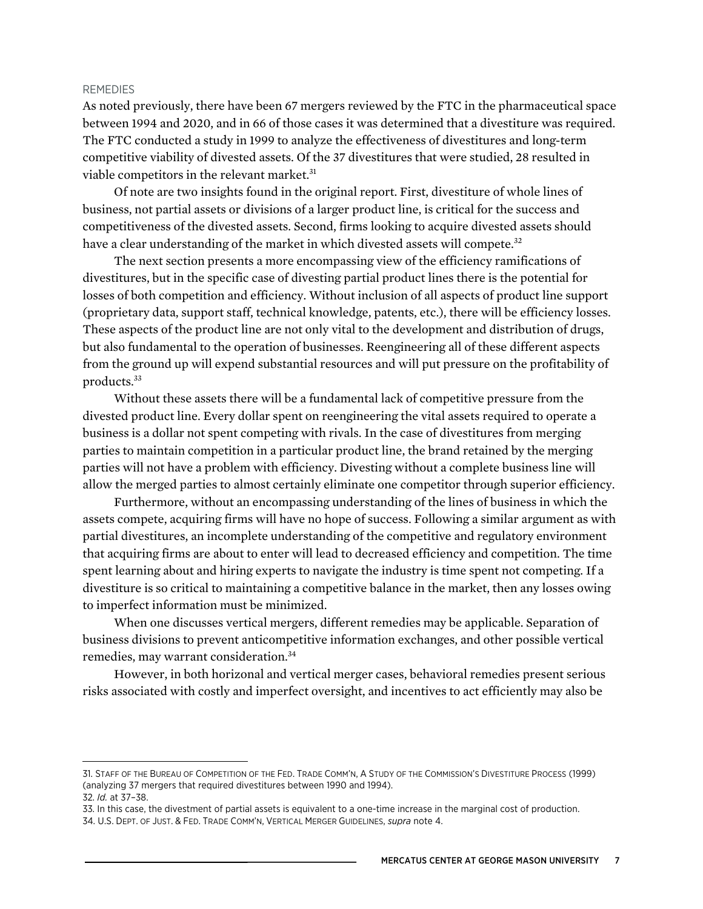## REMEDIES

As noted previously, there have been 67 mergers reviewed by the FTC in the pharmaceutical space between 1994 and 2020, and in 66 of those cases it was determined that a divestiture was required. The FTC conducted a study in 1999 to analyze the effectiveness of divestitures and long-term competitive viability of divested assets. Of the 37 divestitures that were studied, 28 resulted in viable competitors in the relevant market.[31]

Of note are two insights found in the original report. First, divestiture of whole lines of business, not partial assets or divisions of a larger product line, is critical for the success and competitiveness of the divested assets. Second, firms looking to acquire divested assets should have a clear understanding of the market in which divested assets will compete.[32]

The next section presents a more encompassing view of the efficiency ramifications of divestitures, but in the specific case of divesting partial product lines there is the potential for losses of both competition and efficiency. Without inclusion of all aspects of product line support (proprietary data, support staff, technical knowledge, patents, etc.), there will be efficiency losses. These aspects of the product line are not only vital to the development and distribution of drugs, but also fundamental to the operation of businesses. Reengineering all of these different aspects from the ground up will expend substantial resources and will put pressure on the profitability of products.[33]

Without these assets there will be a fundamental lack of competitive pressure from the divested product line. Every dollar spent on reengineering the vital assets required to operate a business is a dollar not spent competing with rivals. In the case of divestitures from merging parties to maintain competition in a particular product line, the brand retained by the merging parties will not have a problem with efficiency. Divesting without a complete business line will allow the merged parties to almost certainly eliminate one competitor through superior efficiency.

Furthermore, without an encompassing understanding of the lines of business in which the assets compete, acquiring firms will have no hope of success. Following a similar argument as with partial divestitures, an incomplete understanding of the competitive and regulatory environment that acquiring firms are about to enter will lead to decreased efficiency and competition. The time spent learning about and hiring experts to navigate the industry is time spent not competing. If a divestiture is so critical to maintaining a competitive balance in the market, then any losses owing to imperfect information must be minimized.

When one discusses vertical mergers, different remedies may be applicable. Separation of business divisions to prevent anticompetitive information exchanges, and other possible vertical remedies, may warrant consideration.[34]

However, in both horizontal and vertical merger cases, behavioral remedies present serious risks associated with costly and imperfect oversight, and incentives to act efficiently may also be

---

31. Staff of the Bureau of Competition of the Fed. Trade Comm'n, A Study of the Commission's Divestiture Process (1999) (analyzing 37 mergers that required divestitures between 1990 and 1994).
32. *Id.* at 37–38.
33. In this case, the divestment of partial assets is equivalent to a one-time increase in the marginal cost of production.
34. U.S. Dept. of Just. & Fed. Trade Comm'n, Vertical Merger Guidelines, *supra* note 4.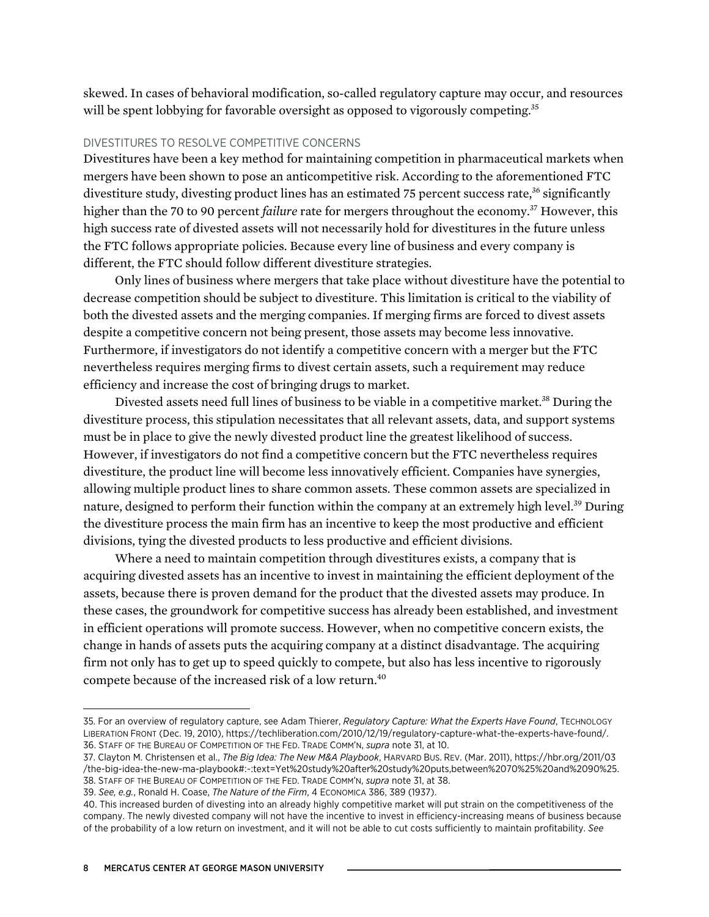skewed. In cases of behavioral modification, so-called regulatory capture may occur, and resources will be spent lobbying for favorable oversight as opposed to vigorously competing.[35]

### DIVESTITURES TO RESOLVE COMPETITIVE CONCERNS

Divestitures have been a key method for maintaining competition in pharmaceutical markets when mergers have been shown to pose an anticompetitive risk. According to the aforementioned FTC divestiture study, divesting product lines has an estimated 75 percent success rate,[36] significantly higher than the 70 to 90 percent *failure* rate for mergers throughout the economy.[37] However, this high success rate of divested assets will not necessarily hold for divestitures in the future unless the FTC follows appropriate policies. Because every line of business and every company is different, the FTC should follow different divestiture strategies.

Only lines of business where mergers that take place without divestiture have the potential to decrease competition should be subject to divestiture. This limitation is critical to the viability of both the divested assets and the merging companies. If merging firms are forced to divest assets despite a competitive concern not being present, those assets may become less innovative. Furthermore, if investigators do not identify a competitive concern with a merger but the FTC nevertheless requires merging firms to divest certain assets, such a requirement may reduce efficiency and increase the cost of bringing drugs to market.

Divested assets need full lines of business to be viable in a competitive market.[38] During the divestiture process, this stipulation necessitates that all relevant assets, data, and support systems must be in place to give the newly divested product line the greatest likelihood of success. However, if investigators do not find a competitive concern but the FTC nevertheless requires divestiture, the product line will become less innovatively efficient. Companies have synergies, allowing multiple product lines to share common assets. These common assets are specialized in nature, designed to perform their function within the company at an extremely high level.[39] During the divestiture process the main firm has an incentive to keep the most productive and efficient divisions, tying the divested products to less productive and efficient divisions.

Where a need to maintain competition through divestitures exists, a company that is acquiring divested assets has an incentive to invest in maintaining the efficient deployment of the assets, because there is proven demand for the product that the divested assets may produce. In these cases, the groundwork for competitive success has already been established, and investment in efficient operations will promote success. However, when no competitive concern exists, the change in hands of assets puts the acquiring company at a distinct disadvantage. The acquiring firm not only has to get up to speed quickly to compete, but also has less incentive to rigorously compete because of the increased risk of a low return.[40]

---

35. For an overview of regulatory capture, see Adam Thierer, *Regulatory Capture: What the Experts Have Found*, TECHNOLOGY LIBERATION FRONT (Dec. 19, 2010), https://techliberation.com/2010/12/19/regulatory-capture-what-the-experts-have-found/.
36. STAFF OF THE BUREAU OF COMPETITION OF THE FED. TRADE COMM'N, *supra* note 31, at 10.
37. Clayton M. Christensen et al., *The Big Idea: The New M&A Playbook*, HARVARD BUS. REV. (Mar. 2011), https://hbr.org/2011/03/the-big-idea-the-new-ma-playbook#:~:text=Yet%20study%20after%20study%20puts,between%2070%25%20and%2090%25.
38. STAFF OF THE BUREAU OF COMPETITION OF THE FED. TRADE COMM'N, *supra* note 31, at 38.
39. *See, e.g.*, Ronald H. Coase, *The Nature of the Firm*, 4 ECONOMICA 386, 389 (1937).
40. This increased burden of divesting into an already highly competitive market will put strain on the competitiveness of the company. The newly divested company will not have the incentive to invest in efficiency-increasing means of business because of the probability of a low return on investment, and it will not be able to cut costs sufficiently to maintain profitability. *See*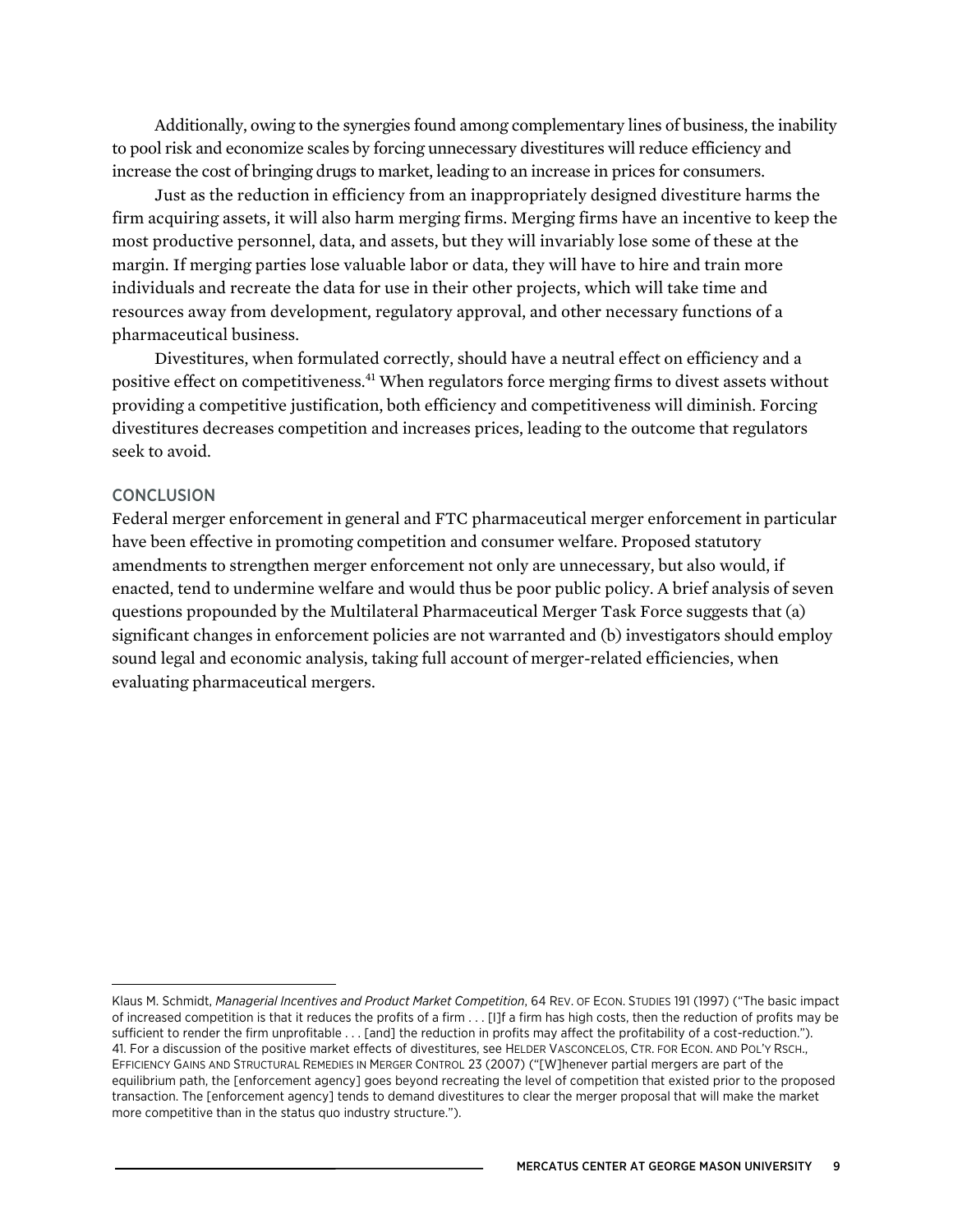Additionally, owing to the synergies found among complementary lines of business, the inability to pool risk and economize scales by forcing unnecessary divestitures will reduce efficiency and increase the cost of bringing drugs to market, leading to an increase in prices for consumers.

Just as the reduction in efficiency from an inappropriately designed divestiture harms the firm acquiring assets, it will also harm merging firms. Merging firms have an incentive to keep the most productive personnel, data, and assets, but they will invariably lose some of these at the margin. If merging parties lose valuable labor or data, they will have to hire and train more individuals and recreate the data for use in their other projects, which will take time and resources away from development, regulatory approval, and other necessary functions of a pharmaceutical business.

Divestitures, when formulated correctly, should have a neutral effect on efficiency and a positive effect on competitiveness.[41] When regulators force merging firms to divest assets without providing a competitive justification, both efficiency and competitiveness will diminish. Forcing divestitures decreases competition and increases prices, leading to the outcome that regulators seek to avoid.

## CONCLUSION

Federal merger enforcement in general and FTC pharmaceutical merger enforcement in particular have been effective in promoting competition and consumer welfare. Proposed statutory amendments to strengthen merger enforcement not only are unnecessary, but also would, if enacted, tend to undermine welfare and would thus be poor public policy. A brief analysis of seven questions propounded by the Multilateral Pharmaceutical Merger Task Force suggests that (a) significant changes in enforcement policies are not warranted and (b) investigators should employ sound legal and economic analysis, taking full account of merger-related efficiencies, when evaluating pharmaceutical mergers.

---

Klaus M. Schmidt, *Managerial Incentives and Product Market Competition*, 64 REV. OF ECON. STUDIES 191 (1997) ("The basic impact of increased competition is that it reduces the profits of a firm . . . [I]f a firm has high costs, then the reduction of profits may be sufficient to render the firm unprofitable . . . [and] the reduction in profits may affect the profitability of a cost-reduction.").

41. For a discussion of the positive market effects of divestitures, see HELDER VASCONCELOS, CTR. FOR ECON. AND POL'Y RSCH., EFFICIENCY GAINS AND STRUCTURAL REMEDIES IN MERGER CONTROL 23 (2007) ("[W]henever partial mergers are part of the equilibrium path, the [enforcement agency] goes beyond recreating the level of competition that existed prior to the proposed transaction. The [enforcement agency] tends to demand divestitures to clear the merger proposal that will make the market more competitive than in the status quo industry structure.").